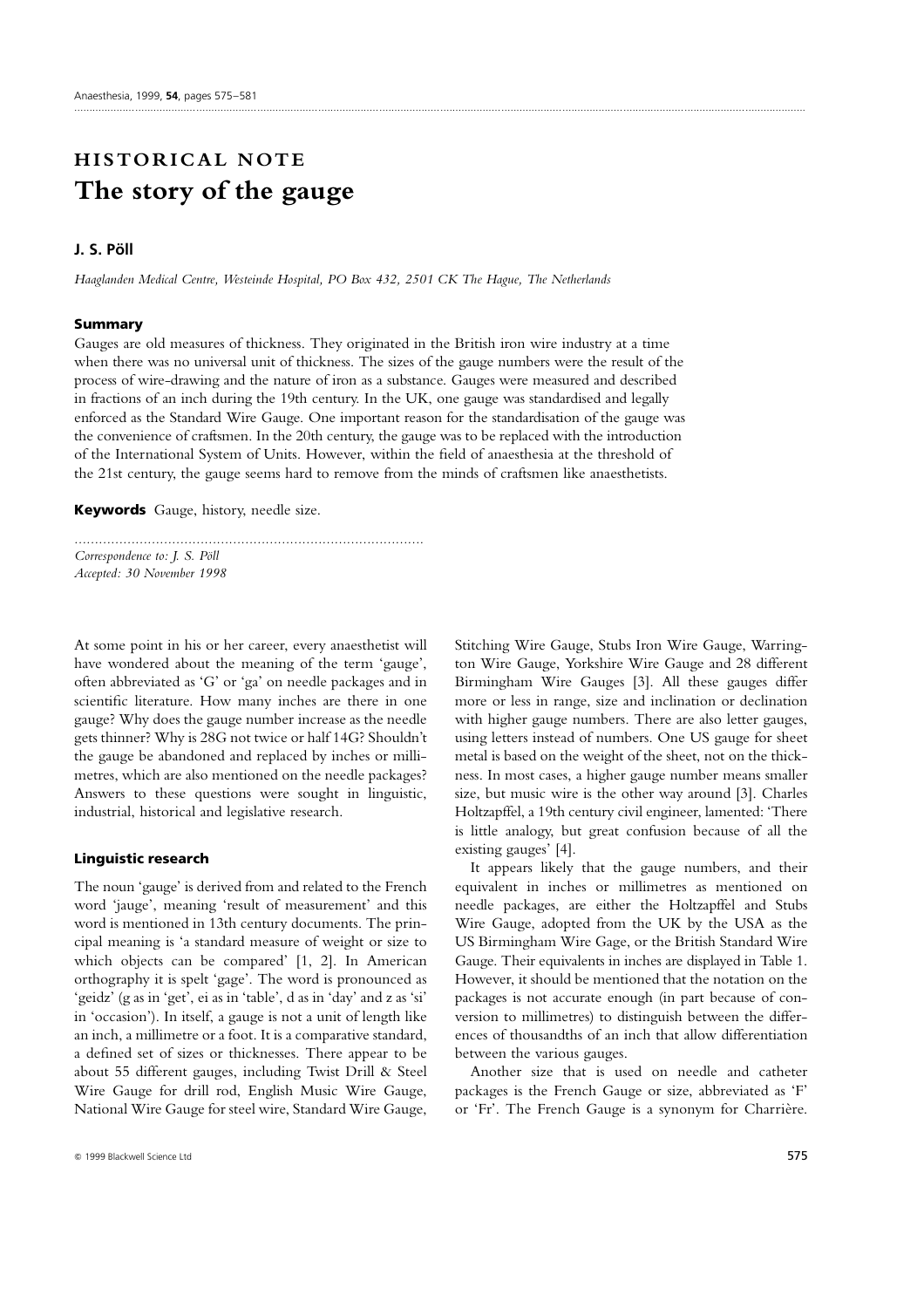HISTORICAL NOTE

# The story of the gauge

**J. S. Pöll**

*Haaglanden Medical Centre, Westeinde Hospital, PO Box 432, 2501 CK The Hague, The Netherlands*

## Summary

Gauges are old measures of thickness. They originated in the British iron wire industry at a time when there was no universal unit of thickness. The sizes of the gauge numbers were the result of the process of wire-drawing and the nature of iron as a substance. Gauges were measured and described in fractions of an inch during the 19th century. In the UK, one gauge was standardised and legally enforced as the Standard Wire Gauge. One important reason for the standardisation of the gauge was the convenience of craftsmen. In the 20th century, the gauge was to be replaced with the introduction of the International System of Units. However, within the field of anaesthesia at the threshold of the 21st century, the gauge seems hard to remove from the minds of craftsmen like anaesthetists.

**Keywords** Gauge, history, needle size.

*Correspondence to: J. S. Pöll*
*Accepted: 30 November 1998*

At some point in his or her career, every anaesthetist will have wondered about the meaning of the term 'gauge', often abbreviated as 'G' or 'ga' on needle packages and in scientific literature. How many inches are there in one gauge? Why does the gauge number increase as the needle gets thinner? Why is 28G not twice or half 14G? Shouldn't the gauge be abandoned and replaced by inches or millimetres, which are also mentioned on the needle packages? Answers to these questions were sought in linguistic, industrial, historical and legislative research.

### Linguistic research

The noun 'gauge' is derived from and related to the French word 'jauge', meaning 'result of measurement' and this word is mentioned in 13th century documents. The principal meaning is 'a standard measure of weight or size to which objects can be compared' [1, 2]. In American orthography it is spelt 'gage'. The word is pronounced as 'geidz' (g as in 'get', ei as in 'table', d as in 'day' and z as 'si' in 'occasion'). In itself, a gauge is not a unit of length like an inch, a millimetre or a foot. It is a comparative standard, a defined set of sizes or thicknesses. There appear to be about 55 different gauges, including Twist Drill & Steel Wire Gauge for drill rod, English Music Wire Gauge, National Wire Gauge for steel wire, Standard Wire Gauge, Stitching Wire Gauge, Stubs Iron Wire Gauge, Warrington Wire Gauge, Yorkshire Wire Gauge and 28 different Birmingham Wire Gauges [3]. All these gauges differ more or less in range, size and inclination or declination with higher gauge numbers. There are also letter gauges, using letters instead of numbers. One US gauge for sheet metal is based on the weight of the sheet, not on the thickness. In most cases, a higher gauge number means smaller size, but music wire is the other way around [3]. Charles Holtzapffel, a 19th century civil engineer, lamented: 'There is little analogy, but great confusion because of all the existing gauges' [4].

It appears likely that the gauge numbers, and their equivalent in inches or millimetres as mentioned on needle packages, are either the Holtzapffel and Stubs Wire Gauge, adopted from the UK by the USA as the US Birmingham Wire Gage, or the British Standard Wire Gauge. Their equivalents in inches are displayed in Table 1. However, it should be mentioned that the notation on the packages is not accurate enough (in part because of conversion to millimetres) to distinguish between the differences of thousandths of an inch that allow differentiation between the various gauges.

Another size that is used on needle and catheter packages is the French Gauge or size, abbreviated as 'F' or 'Fr'. The French Gauge is a synonym for Charrière.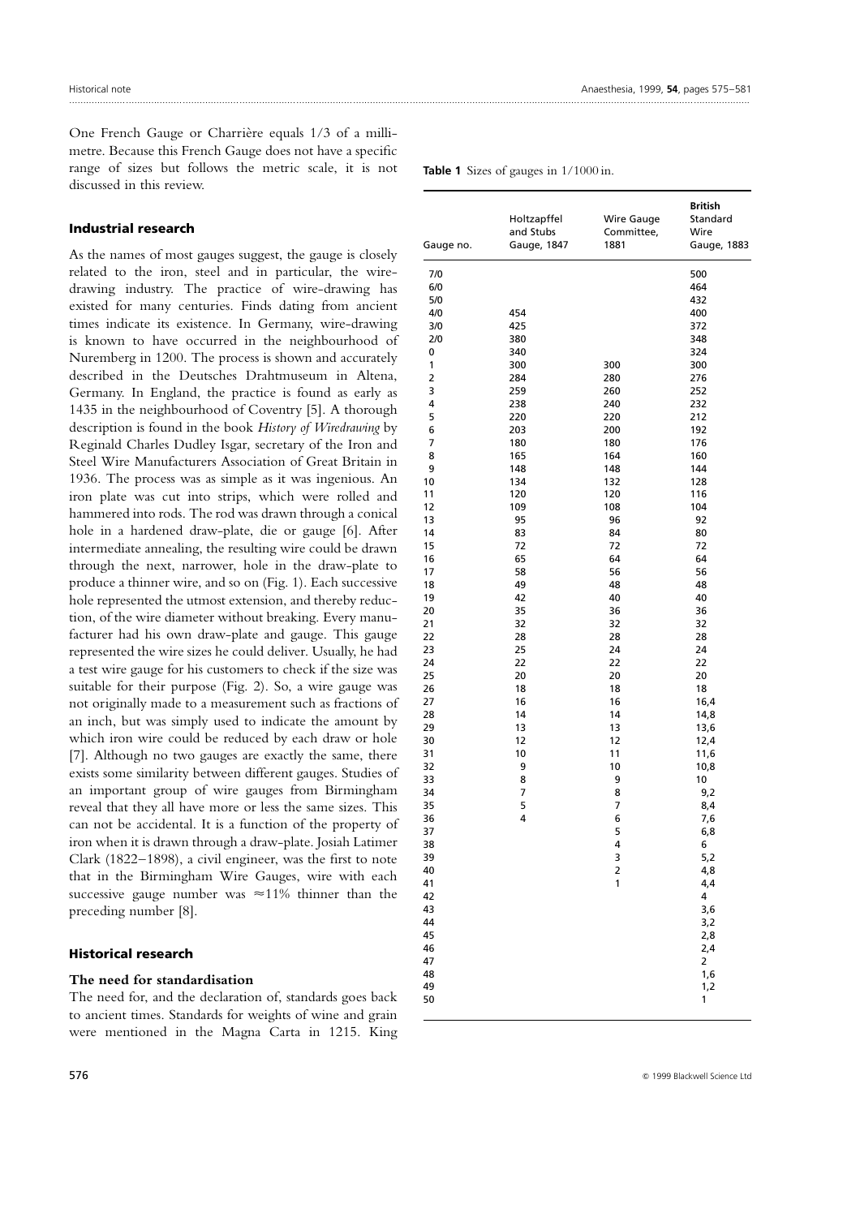One French Gauge or Charrière equals 1/3 of a millimetre. Because this French Gauge does not have a specific range of sizes but follows the metric scale, it is not discussed in this review.

## Industrial research

As the names of most gauges suggest, the gauge is closely related to the iron, steel and in particular, the wire-drawing industry. The practice of wire-drawing has existed for many centuries. Finds dating from ancient times indicate its existence. In Germany, wire-drawing is known to have occurred in the neighbourhood of Nuremberg in 1200. The process is shown and accurately described in the Deutsches Drahtmuseum in Altena, Germany. In England, the practice is found as early as 1435 in the neighbourhood of Coventry [5]. A thorough description is found in the book *History of Wiredrawing* by Reginald Charles Dudley Isgar, secretary of the Iron and Steel Wire Manufacturers Association of Great Britain in 1936. The process was as simple as it was ingenious. An iron plate was cut into strips, which were rolled and hammered into rods. The rod was drawn through a conical hole in a hardened draw-plate, die or gauge [6]. After intermediate annealing, the resulting wire could be drawn through the next, narrower, hole in the draw-plate to produce a thinner wire, and so on (Fig. 1). Each successive hole represented the utmost extension, and thereby reduction, of the wire diameter without breaking. Every manufacturer had his own draw-plate and gauge. This gauge represented the wire sizes he could deliver. Usually, he had a test wire gauge for his customers to check if the size was suitable for their purpose (Fig. 2). So, a wire gauge was not originally made to a measurement such as fractions of an inch, but was simply used to indicate the amount by which iron wire could be reduced by each draw or hole [7]. Although no two gauges are exactly the same, there exists some similarity between different gauges. Studies of an important group of wire gauges from Birmingham reveal that they all have more or less the same sizes. This can not be accidental. It is a function of the property of iron when it is drawn through a draw-plate. Josiah Latimer Clark (1822–1898), a civil engineer, was the first to note that in the Birmingham Wire Gauges, wire with each successive gauge number was ≈11% thinner than the preceding number [8].

**Table 1** Sizes of gauges in 1/1000 in.

| Gauge no. | Holtzapffel and Stubs Gauge, 1847 | Wire Gauge Committee, 1881 | British Standard Wire Gauge, 1883 |
|---|---|---|---|
| 7/0 | | | 500 |
| 6/0 | | | 464 |
| 5/0 | | | 432 |
| 4/0 | 454 | | 400 |
| 3/0 | 425 | | 372 |
| 2/0 | 380 | | 348 |
| 0 | 340 | | 324 |
| 1 | 300 | 300 | 300 |
| 2 | 284 | 280 | 276 |
| 3 | 259 | 260 | 252 |
| 4 | 238 | 240 | 232 |
| 5 | 220 | 220 | 212 |
| 6 | 203 | 200 | 192 |
| 7 | 180 | 180 | 176 |
| 8 | 165 | 164 | 160 |
| 9 | 148 | 148 | 144 |
| 10 | 134 | 132 | 128 |
| 11 | 120 | 120 | 116 |
| 12 | 109 | 108 | 104 |
| 13 | 95 | 96 | 92 |
| 14 | 83 | 84 | 80 |
| 15 | 72 | 72 | 72 |
| 16 | 65 | 64 | 64 |
| 17 | 58 | 56 | 56 |
| 18 | 49 | 48 | 48 |
| 19 | 42 | 40 | 40 |
| 20 | 35 | 36 | 36 |
| 21 | 32 | 32 | 32 |
| 22 | 28 | 28 | 28 |
| 23 | 25 | 24 | 24 |
| 24 | 22 | 22 | 22 |
| 25 | 20 | 20 | 20 |
| 26 | 18 | 18 | 18 |
| 27 | 16 | 16 | 16,4 |
| 28 | 14 | 14 | 14,8 |
| 29 | 13 | 13 | 13,6 |
| 30 | 12 | 12 | 12,4 |
| 31 | 10 | 11 | 11,6 |
| 32 | 9 | 10 | 10,8 |
| 33 | 8 | 9 | 10 |
| 34 | 7 | 8 | 9,2 |
| 35 | 5 | 7 | 8,4 |
| 36 | 4 | 6 | 7,6 |
| 37 | | 5 | 6,8 |
| 38 | | 4 | 6 |
| 39 | | 3 | 5,2 |
| 40 | | 2 | 4,8 |
| 41 | | 1 | 4,4 |
| 42 | | | 4 |
| 43 | | | 3,6 |
| 44 | | | 3,2 |
| 45 | | | 2,8 |
| 46 | | | 2,4 |
| 47 | | | 2 |
| 48 | | | 1,6 |
| 49 | | | 1,2 |
| 50 | | | 1 |

## Historical research

### The need for standardisation

The need for, and the declaration of, standards goes back to ancient times. Standards for weights of wine and grain were mentioned in the Magna Carta in 1215. King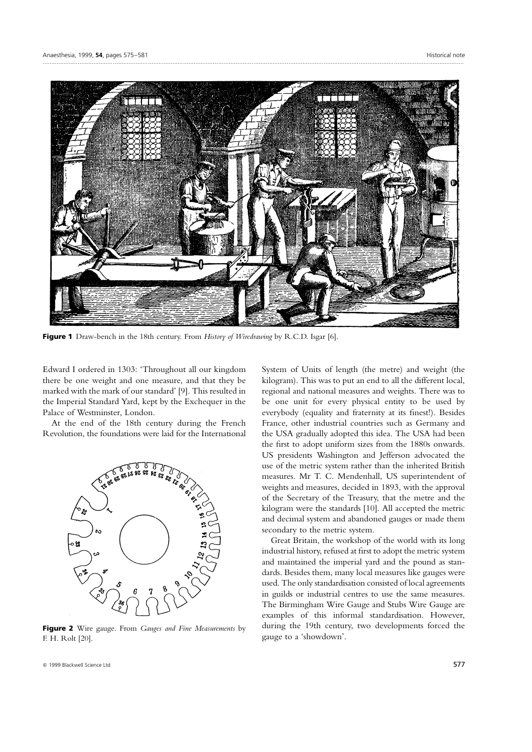**Figure 1** Draw-bench in the 18th century. From *History of Wiredrawing* by R.C.D. Isgar [6].

Edward I ordered in 1303: 'Throughout all our kingdom there be one weight and one measure, and that they be marked with the mark of our standard' [9]. This resulted in the Imperial Standard Yard, kept by the Exchequer in the Palace of Westminster, London.

At the end of the 18th century during the French Revolution, the foundations were laid for the International System of Units of length (the metre) and weight (the kilogram). This was to put an end to all the different local, regional and national measures and weights. There was to be one unit for every physical entity to be used by everybody (equality and fraternity at its finest!). Besides France, other industrial countries such as Germany and the USA gradually adopted this idea. The USA had been the first to adopt uniform sizes from the 1880s onwards. US presidents Washington and Jefferson advocated the use of the metric system rather than the inherited British measures. Mr T. C. Mendenhall, US superintendent of weights and measures, decided in 1893, with the approval of the Secretary of the Treasury, that the metre and the kilogram were the standards [10]. All accepted the metric and decimal system and abandoned gauges or made them secondary to the metric system.

**Figure 2** Wire gauge. From *Gauges and Fine Measurements* by F. H. Rolt [20].

Great Britain, the workshop of the world with its long industrial history, refused at first to adopt the metric system and maintained the imperial yard and the pound as standards. Besides them, many local measures like gauges were used. The only standardisation consisted of local agreements in guilds or industrial centres to use the same measures. The Birmingham Wire Gauge and Stubs Wire Gauge are examples of this informal standardisation. However, during the 19th century, two developments forced the gauge to a 'showdown'.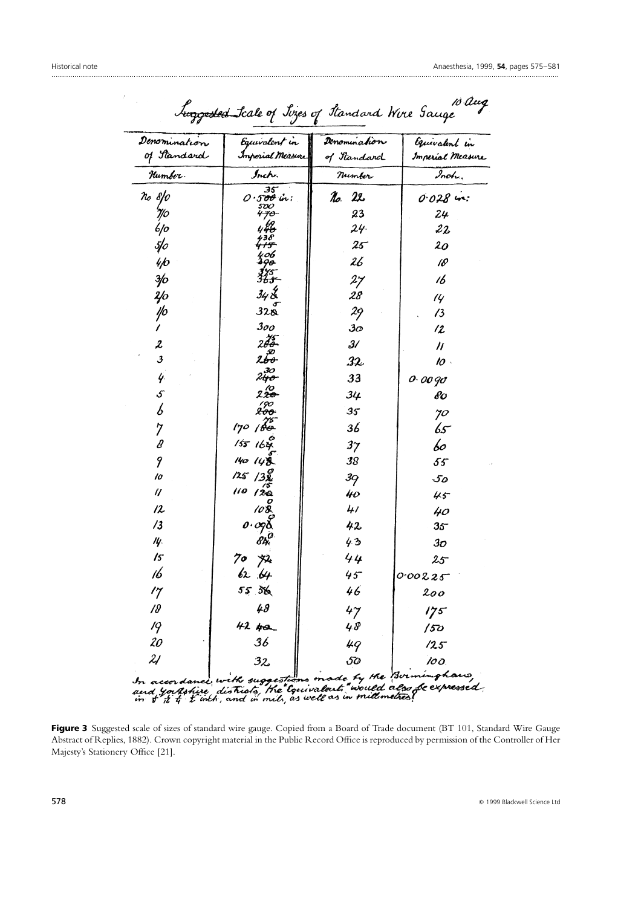Suggested Scale of Sizes of Standard Wire Gauge — 10 Aug

| Denomination of Standard Number. | Equivalent in Imperial Measure Inch. | Denomination of Standard Number | Equivalent in Imperial Measure Inch. |
|---|---|---|---|
| No 8/0 | 0·~~500~~ 535 in: | No. 22 | 0·028 in: |
| 7/0 | ~~470~~ 500 | 23 | 24 |
| 6/0 | ~~448~~ 469 | 24 | 22 |
| 5/0 | ~~415~~ 438 | 25 | 20 |
| 4/0 | ~~390~~ 406 | 26 | 18 |
| 3/0 | ~~363~~ 375 | 27 | 16 |
| 2/0 | 34~~8~~6 | 28 | 14 |
| 1/0 | 32~~8~~5 | 29 | 13 |
| 1 | 300 | 30 | 12 |
| 2 | 2~~80~~75 | 31 | 11 |
| 3 | 2~~60~~50 | 32 | 10 |
| 4 | 2~~40~~30 | 33 | 0·0090 |
| 5 | 2~~20~~10 | 34 | 80 |
| 6 | ~~200~~ 190 | 35 | 70 |
| 7 | 170 ~~160~~ 175 | 36 | 65 |
| 8 | 155 ~~164~~ 160 | 37 | 60 |
| 9 | 140 ~~148~~ 145 | 38 | 55 |
| 10 | 125 ~~132~~ 130 | 39 | 50 |
| 11 | 110 ~~120~~ 115 | 40 | 45 |
| 12 | ~~108~~ 100 | 41 | 40 |
| 13 | 0·~~098~~ 090 | 42 | 35 |
| 14 | ~~84~~ 80 | 43 | 30 |
| 15 | 70 ~~72~~ | 44 | 25 |
| 16 | 62 ~~64~~ | 45 | 0·00225 |
| 17 | 55 ~~56~~ | 46 | 200 |
| 18 | 48 | 47 | 175 |
| 19 | 42 ~~40~~ | 48 | 150 |
| 20 | 36 | 49 | 125 |
| 21 | 32 | 50 | 100 |

In accordance with suggestions made by the Birmingham, and Yorkshire districts, the "Equivalents" would also be expressed in ⅛ 1/16 ¼ ½ inch, and in mils, as well as in millimetres.

**Figure 3** Suggested scale of sizes of standard wire gauge. Copied from a Board of Trade document (BT 101, Standard Wire Gauge Abstract of Replies, 1882). Crown copyright material in the Public Record Office is reproduced by permission of the Controller of Her Majesty's Stationery Office [21].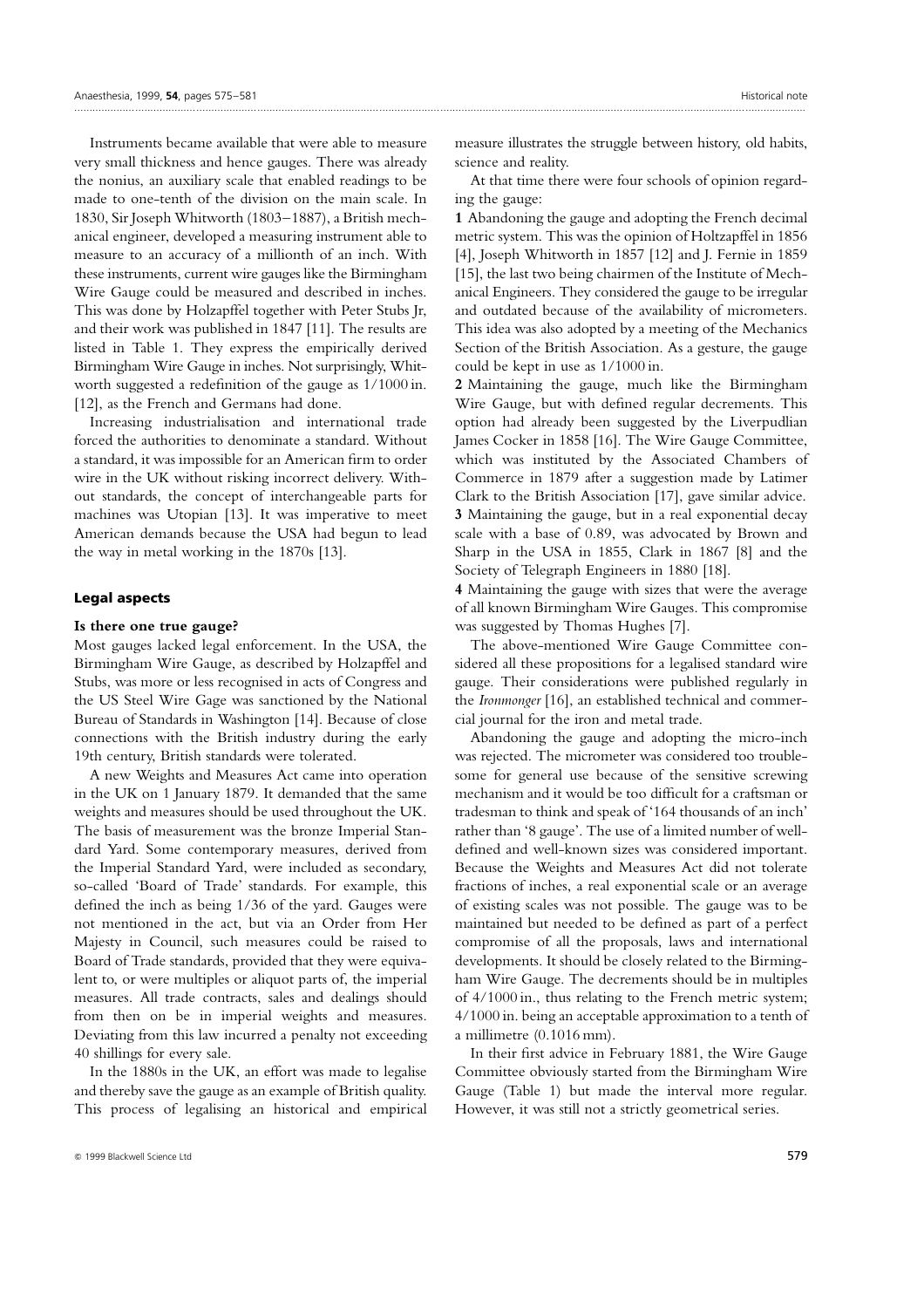Instruments became available that were able to measure very small thickness and hence gauges. There was already the nonius, an auxiliary scale that enabled readings to be made to one-tenth of the division on the main scale. In 1830, Sir Joseph Whitworth (1803–1887), a British mechanical engineer, developed a measuring instrument able to measure to an accuracy of a millionth of an inch. With these instruments, current wire gauges like the Birmingham Wire Gauge could be measured and described in inches. This was done by Holzapffel together with Peter Stubs Jr, and their work was published in 1847 [11]. The results are listed in Table 1. They express the empirically derived Birmingham Wire Gauge in inches. Not surprisingly, Whitworth suggested a redefinition of the gauge as 1/1000 in. [12], as the French and Germans had done.

Increasing industrialisation and international trade forced the authorities to denominate a standard. Without a standard, it was impossible for an American firm to order wire in the UK without risking incorrect delivery. Without standards, the concept of interchangeable parts for machines was Utopian [13]. It was imperative to meet American demands because the USA had begun to lead the way in metal working in the 1870s [13].

## Legal aspects

### Is there one true gauge?

Most gauges lacked legal enforcement. In the USA, the Birmingham Wire Gauge, as described by Holzapffel and Stubs, was more or less recognised in acts of Congress and the US Steel Wire Gage was sanctioned by the National Bureau of Standards in Washington [14]. Because of close connections with the British industry during the early 19th century, British standards were tolerated.

A new Weights and Measures Act came into operation in the UK on 1 January 1879. It demanded that the same weights and measures should be used throughout the UK. The basis of measurement was the bronze Imperial Standard Yard. Some contemporary measures, derived from the Imperial Standard Yard, were included as secondary, so-called 'Board of Trade' standards. For example, this defined the inch as being 1/36 of the yard. Gauges were not mentioned in the act, but via an Order from Her Majesty in Council, such measures could be raised to Board of Trade standards, provided that they were equivalent to, or were multiples or aliquot parts of, the imperial measures. All trade contracts, sales and dealings should from then on be in imperial weights and measures. Deviating from this law incurred a penalty not exceeding 40 shillings for every sale.

In the 1880s in the UK, an effort was made to legalise and thereby save the gauge as an example of British quality. This process of legalising an historical and empirical measure illustrates the struggle between history, old habits, science and reality.

At that time there were four schools of opinion regarding the gauge:

**1** Abandoning the gauge and adopting the French decimal metric system. This was the opinion of Holtzapffel in 1856 [4], Joseph Whitworth in 1857 [12] and J. Fernie in 1859 [15], the last two being chairmen of the Institute of Mechanical Engineers. They considered the gauge to be irregular and outdated because of the availability of micrometers. This idea was also adopted by a meeting of the Mechanics Section of the British Association. As a gesture, the gauge could be kept in use as 1/1000 in.

**2** Maintaining the gauge, much like the Birmingham Wire Gauge, but with defined regular decrements. This option had already been suggested by the Liverpudlian James Cocker in 1858 [16]. The Wire Gauge Committee, which was instituted by the Associated Chambers of Commerce in 1879 after a suggestion made by Latimer Clark to the British Association [17], gave similar advice.

**3** Maintaining the gauge, but in a real exponential decay scale with a base of 0.89, was advocated by Brown and Sharp in the USA in 1855, Clark in 1867 [8] and the Society of Telegraph Engineers in 1880 [18].

**4** Maintaining the gauge with sizes that were the average of all known Birmingham Wire Gauges. This compromise was suggested by Thomas Hughes [7].

The above-mentioned Wire Gauge Committee considered all these propositions for a legalised standard wire gauge. Their considerations were published regularly in the *Ironmonger* [16], an established technical and commercial journal for the iron and metal trade.

Abandoning the gauge and adopting the micro-inch was rejected. The micrometer was considered too troublesome for general use because of the sensitive screwing mechanism and it would be too difficult for a craftsman or tradesman to think and speak of '164 thousands of an inch' rather than '8 gauge'. The use of a limited number of well-defined and well-known sizes was considered important. Because the Weights and Measures Act did not tolerate fractions of inches, a real exponential scale or an average of existing scales was not possible. The gauge was to be maintained but needed to be defined as part of a perfect compromise of all the proposals, laws and international developments. It should be closely related to the Birmingham Wire Gauge. The decrements should be in multiples of 4/1000 in., thus relating to the French metric system; 4/1000 in. being an acceptable approximation to a tenth of a millimetre (0.1016 mm).

In their first advice in February 1881, the Wire Gauge Committee obviously started from the Birmingham Wire Gauge (Table 1) but made the interval more regular. However, it was still not a strictly geometrical series.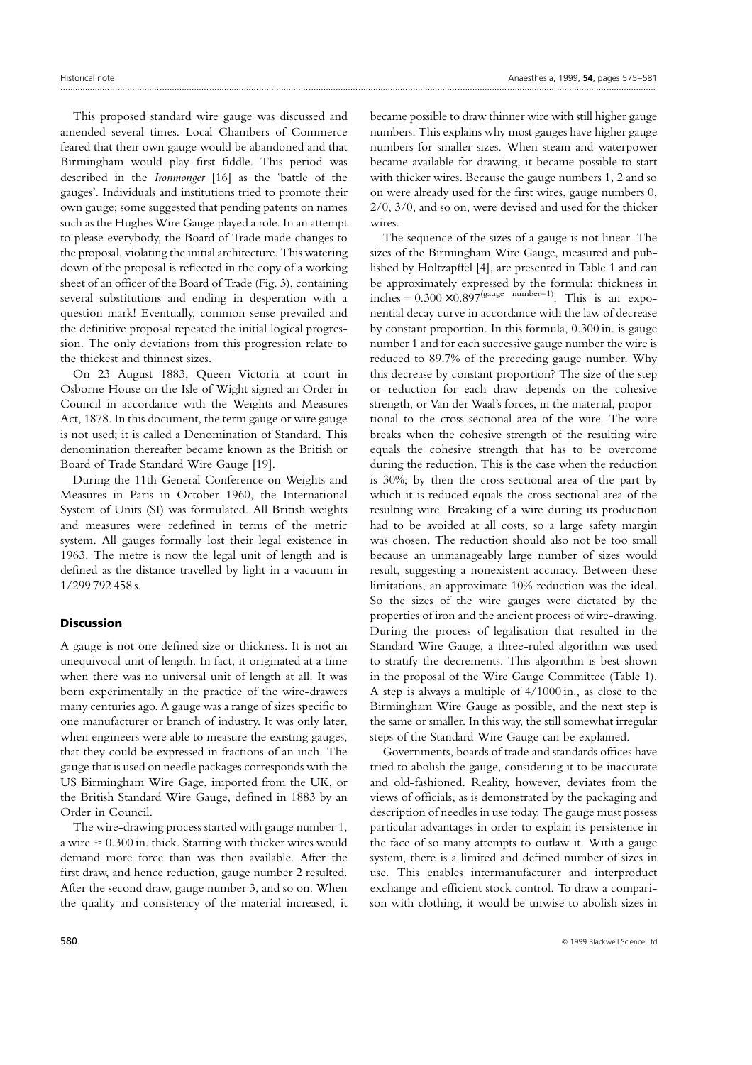This proposed standard wire gauge was discussed and amended several times. Local Chambers of Commerce feared that their own gauge would be abandoned and that Birmingham would play first fiddle. This period was described in the *Ironmonger* [16] as the 'battle of the gauges'. Individuals and institutions tried to promote their own gauge; some suggested that pending patents on names such as the Hughes Wire Gauge played a role. In an attempt to please everybody, the Board of Trade made changes to the proposal, violating the initial architecture. This watering down of the proposal is reflected in the copy of a working sheet of an officer of the Board of Trade (Fig. 3), containing several substitutions and ending in desperation with a question mark! Eventually, common sense prevailed and the definitive proposal repeated the initial logical progression. The only deviations from this progression relate to the thickest and thinnest sizes.

On 23 August 1883, Queen Victoria at court in Osborne House on the Isle of Wight signed an Order in Council in accordance with the Weights and Measures Act, 1878. In this document, the term gauge or wire gauge is not used; it is called a Denomination of Standard. This denomination thereafter became known as the British or Board of Trade Standard Wire Gauge [19].

During the 11th General Conference on Weights and Measures in Paris in October 1960, the International System of Units (SI) was formulated. All British weights and measures were redefined in terms of the metric system. All gauges formally lost their legal existence in 1963. The metre is now the legal unit of length and is defined as the distance travelled by light in a vacuum in 1/299 792 458 s.

## Discussion

A gauge is not one defined size or thickness. It is not an unequivocal unit of length. In fact, it originated at a time when there was no universal unit of length at all. It was born experimentally in the practice of the wire-drawers many centuries ago. A gauge was a range of sizes specific to one manufacturer or branch of industry. It was only later, when engineers were able to measure the existing gauges, that they could be expressed in fractions of an inch. The gauge that is used on needle packages corresponds with the US Birmingham Wire Gage, imported from the UK, or the British Standard Wire Gauge, defined in 1883 by an Order in Council.

The wire-drawing process started with gauge number 1, a wire $\approx 0.300$ in. thick. Starting with thicker wires would demand more force than was then available. After the first draw, and hence reduction, gauge number 2 resulted. After the second draw, gauge number 3, and so on. When the quality and consistency of the material increased, it became possible to draw thinner wire with still higher gauge numbers. This explains why most gauges have higher gauge numbers for smaller sizes. When steam and waterpower became available for drawing, it became possible to start with thicker wires. Because the gauge numbers 1, 2 and so on were already used for the first wires, gauge numbers 0, 2/0, 3/0, and so on, were devised and used for the thicker wires.

The sequence of the sizes of a gauge is not linear. The sizes of the Birmingham Wire Gauge, measured and published by Holtzapffel [4], are presented in Table 1 and can be approximately expressed by the formula: thickness in inches $= 0.300 \times 0.897^{(\text{gauge number}-1)}$. This is an exponential decay curve in accordance with the law of decrease by constant proportion. In this formula, 0.300 in. is gauge number 1 and for each successive gauge number the wire is reduced to 89.7% of the preceding gauge number. Why this decrease by constant proportion? The size of the step or reduction for each draw depends on the cohesive strength, or Van der Waal's forces, in the material, proportional to the cross-sectional area of the wire. The wire breaks when the cohesive strength of the resulting wire equals the cohesive strength that has to be overcome during the reduction. This is the case when the reduction is 30%; by then the cross-sectional area of the part by which it is reduced equals the cross-sectional area of the resulting wire. Breaking of a wire during its production had to be avoided at all costs, so a large safety margin was chosen. The reduction should also not be too small because an unmanageably large number of sizes would result, suggesting a nonexistent accuracy. Between these limitations, an approximate 10% reduction was the ideal. So the sizes of the wire gauges were dictated by the properties of iron and the ancient process of wire-drawing. During the process of legalisation that resulted in the Standard Wire Gauge, a three-ruled algorithm was used to stratify the decrements. This algorithm is best shown in the proposal of the Wire Gauge Committee (Table 1). A step is always a multiple of 4/1000 in., as close to the Birmingham Wire Gauge as possible, and the next step is the same or smaller. In this way, the still somewhat irregular steps of the Standard Wire Gauge can be explained.

Governments, boards of trade and standards offices have tried to abolish the gauge, considering it to be inaccurate and old-fashioned. Reality, however, deviates from the views of officials, as is demonstrated by the packaging and description of needles in use today. The gauge must possess particular advantages in order to explain its persistence in the face of so many attempts to outlaw it. With a gauge system, there is a limited and defined number of sizes in use. This enables intermanufacturer and interproduct exchange and efficient stock control. To draw a comparison with clothing, it would be unwise to abolish sizes in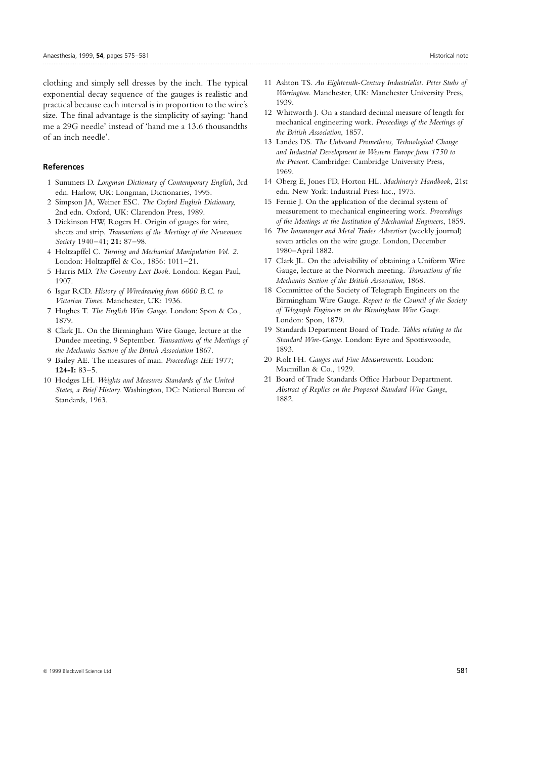clothing and simply sell dresses by the inch. The typical exponential decay sequence of the gauges is realistic and practical because each interval is in proportion to the wire's size. The final advantage is the simplicity of saying: 'hand me a 29G needle' instead of 'hand me a 13.6 thousandths of an inch needle'.

## References

1. Summers D. *Longman Dictionary of Contemporary English*, 3rd edn. Harlow, UK: Longman, Dictionaries, 1995.
2. Simpson JA, Weiner ESC. *The Oxford English Dictionary,* 2nd edn. Oxford, UK: Clarendon Press, 1989.
3. Dickinson HW, Rogers H. Origin of gauges for wire, sheets and strip. *Transactions of the Meetings of the Newcomen Society* 1940–41; **21:** 87–98.
4. Holtzapffel C. *Turning and Mechanical Manipulation Vol. 2.* London: Holtzapffel & Co., 1856: 1011–21.
5. Harris MD. *The Coventry Leet Book.* London: Kegan Paul, 1907.
6. Isgar RCD. *History of Wiredrawing from 6000 B.C. to Victorian Times.* Manchester, UK: 1936.
7. Hughes T. *The English Wire Gauge.* London: Spon & Co., 1879.
8. Clark JL. On the Birmingham Wire Gauge, lecture at the Dundee meeting, 9 September. *Transactions of the Meetings of the Mechanics Section of the British Association* 1867.
9. Bailey AE. The measures of man. *Proceedings IEE* 1977; **124-I:** 83–5.
10. Hodges LH. *Weights and Measures Standards of the United States, a Brief History.* Washington, DC: National Bureau of Standards, 1963.
11. Ashton TS. *An Eighteenth-Century Industrialist. Peter Stubs of Warrington.* Manchester, UK: Manchester University Press, 1939.
12. Whitworth J. On a standard decimal measure of length for mechanical engineering work. *Proceedings of the Meetings of the British Association*, 1857.
13. Landes DS. *The Unbound Prometheus, Technological Change and Industrial Development in Western Europe from 1750 to the Present.* Cambridge: Cambridge University Press, 1969.
14. Oberg E, Jones FD, Horton HL. *Machinery's Handbook*, 21st edn. New York: Industrial Press Inc., 1975.
15. Fernie J. On the application of the decimal system of measurement to mechanical engineering work. *Proceedings of the Meetings at the Institution of Mechanical Engineers*, 1859.
16. *The Ironmonger and Metal Trades Advertiser* (weekly journal) seven articles on the wire gauge. London, December 1980–April 1882.
17. Clark JL. On the advisability of obtaining a Uniform Wire Gauge, lecture at the Norwich meeting. *Transactions of the Mechanics Section of the British Association*, 1868.
18. Committee of the Society of Telegraph Engineers on the Birmingham Wire Gauge. *Report to the Council of the Society of Telegraph Engineers on the Birmingham Wire Gauge.* London: Spon, 1879.
19. Standards Department Board of Trade. *Tables relating to the Standard Wire-Gauge.* London: Eyre and Spottiswoode, 1893.
20. Rolt FH. *Gauges and Fine Measurements.* London: Macmillan & Co., 1929.
21. Board of Trade Standards Office Harbour Department. *Abstract of Replies on the Proposed Standard Wire Gauge*, 1882.